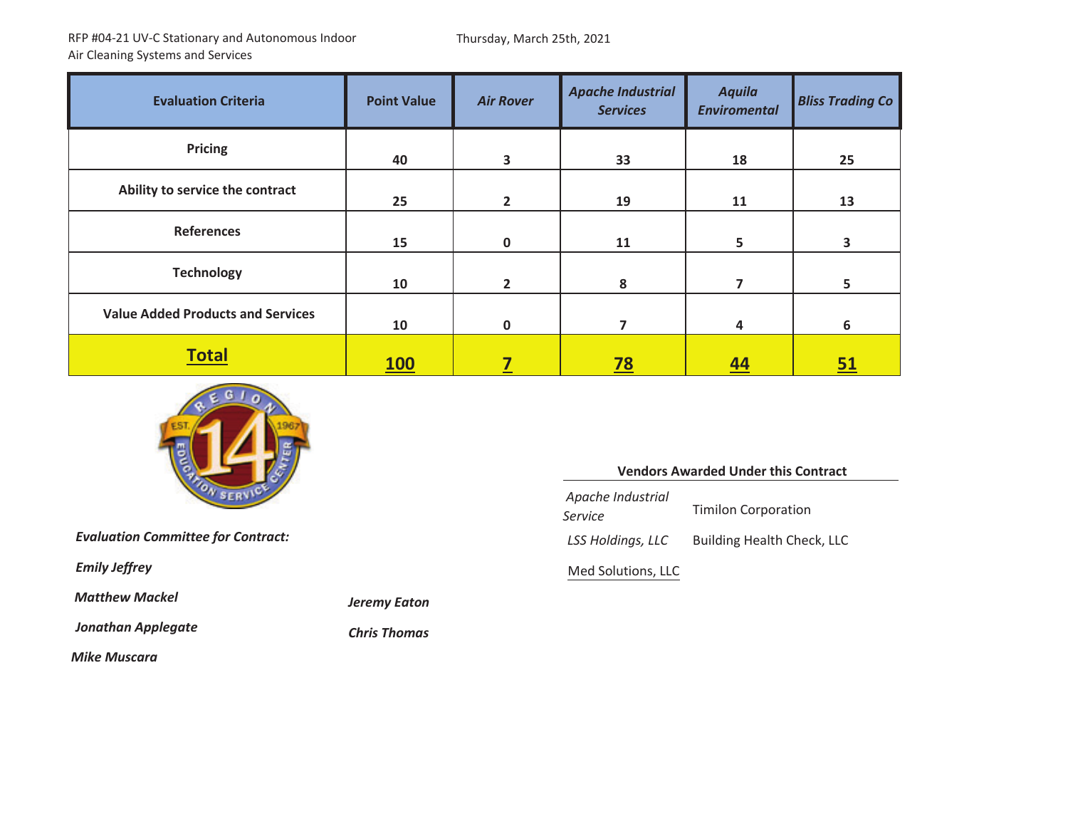RFP #04-21 UV-C Stationary and Autonomous Indoor Air Cleaning Systems and Services

Thursday, March 25th, 2021

| Evaluation Criteria | Point Value | *Air Rover* | *Apache Industrial Services* | *Aquila Enviromental* | *Bliss Trading Co* |
|---|---|---|---|---|---|
| **Pricing** | **40** | **3** | **33** | **18** | **25** |
| **Ability to service the contract** | **25** | **2** | **19** | **11** | **13** |
| **References** | **15** | **0** | **11** | **5** | **3** |
| **Technology** | **10** | **2** | **8** | **7** | **5** |
| **Value Added Products and Services** | **10** | **0** | **7** | **4** | **6** |
| **Total** | **100** | **7** | **78** | **44** | **51** |

**Vendors Awarded Under this Contract**

| | |
|---|---|
| *Apache Industrial Service* | Timilon Corporation |
| *LSS Holdings, LLC* | Building Health Check, LLC |
| Med Solutions, LLC | |

***Evaluation Committee for Contract:***

*Emily Jeffrey*

*Matthew Mackel*

*Jonathan Applegate*

*Mike Muscara*

*Jeremy Eaton*

*Chris Thomas*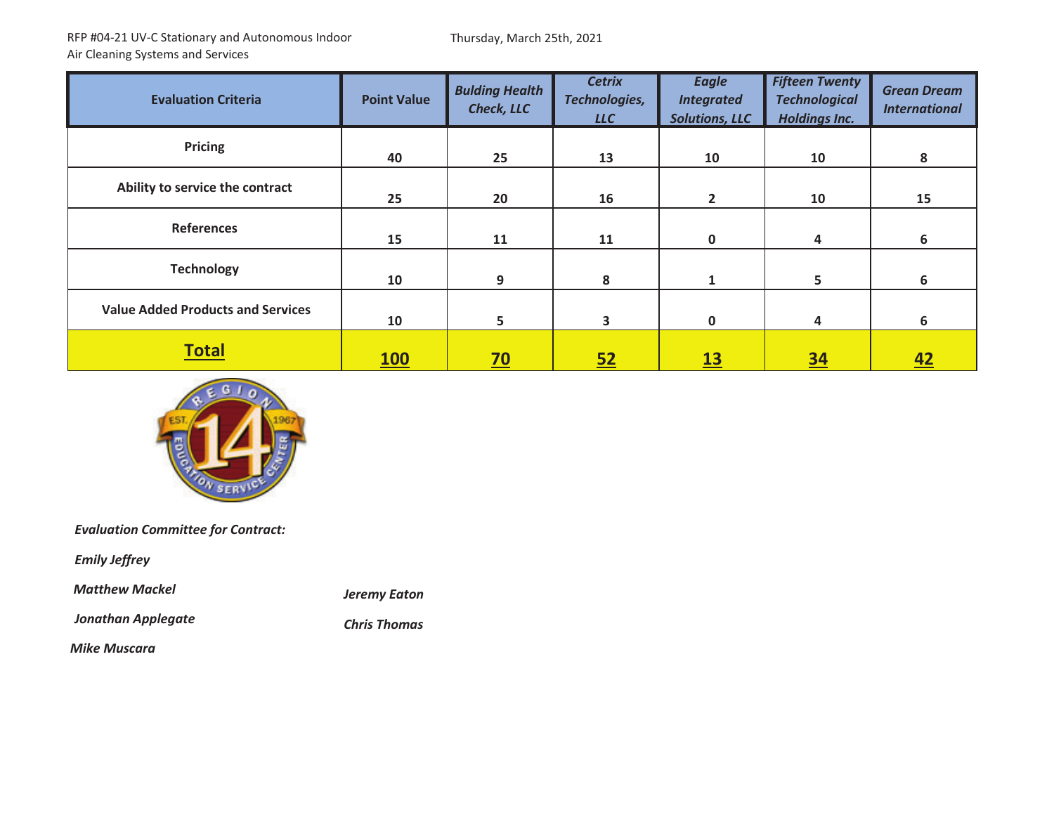RFP #04-21 UV-C Stationary and Autonomous Indoor Air Cleaning Systems and Services

Thursday, March 25th, 2021

| Evaluation Criteria | Point Value | *Bulding Health Check, LLC* | *Cetrix Technologies, LLC* | *Eagle Integrated Solutions, LLC* | *Fifteen Twenty Technological Holdings Inc.* | *Grean Dream International* |
|---|---|---|---|---|---|---|
| Pricing | 40 | 25 | 13 | 10 | 10 | 8 |
| Ability to service the contract | 25 | 20 | 16 | 2 | 10 | 15 |
| References | 15 | 11 | 11 | 0 | 4 | 6 |
| Technology | 10 | 9 | 8 | 1 | 5 | 6 |
| Value Added Products and Services | 10 | 5 | 3 | 0 | 4 | 6 |
| **Total** | **100** | **70** | **52** | **13** | **34** | **42** |

***Evaluation Committee for Contract:***

***Emily Jeffrey***

***Matthew Mackel***

***Jonathan Applegate***

***Mike Muscara***

***Jeremy Eaton***

***Chris Thomas***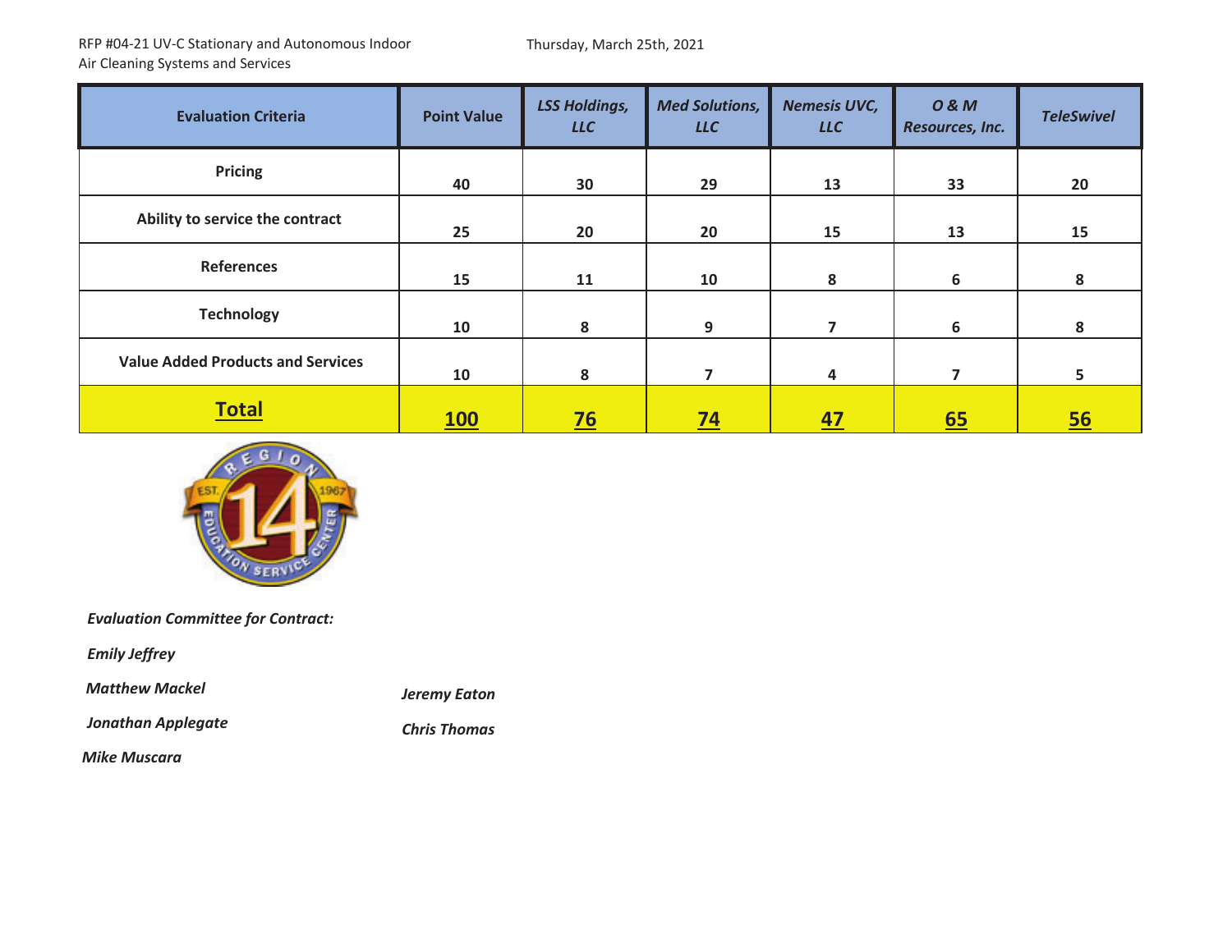RFP #04-21 UV-C Stationary and Autonomous Indoor Air Cleaning Systems and Services

Thursday, March 25th, 2021

| Evaluation Criteria | Point Value | *LSS Holdings, LLC* | *Med Solutions, LLC* | *Nemesis UVC, LLC* | *O & M Resources, Inc.* | *TeleSwivel* |
|---|---|---|---|---|---|---|
| **Pricing** | **40** | **30** | **29** | **13** | **33** | **20** |
| **Ability to service the contract** | **25** | **20** | **20** | **15** | **13** | **15** |
| **References** | **15** | **11** | **10** | **8** | **6** | **8** |
| **Technology** | **10** | **8** | **9** | **7** | **6** | **8** |
| **Value Added Products and Services** | **10** | **8** | **7** | **4** | **7** | **5** |
| **Total** | **100** | **76** | **74** | **47** | **65** | **56** |

*Evaluation Committee for Contract:*

*Emily Jeffrey*

*Matthew Mackel*

*Jonathan Applegate*

*Mike Muscara*

*Jeremy Eaton*

*Chris Thomas*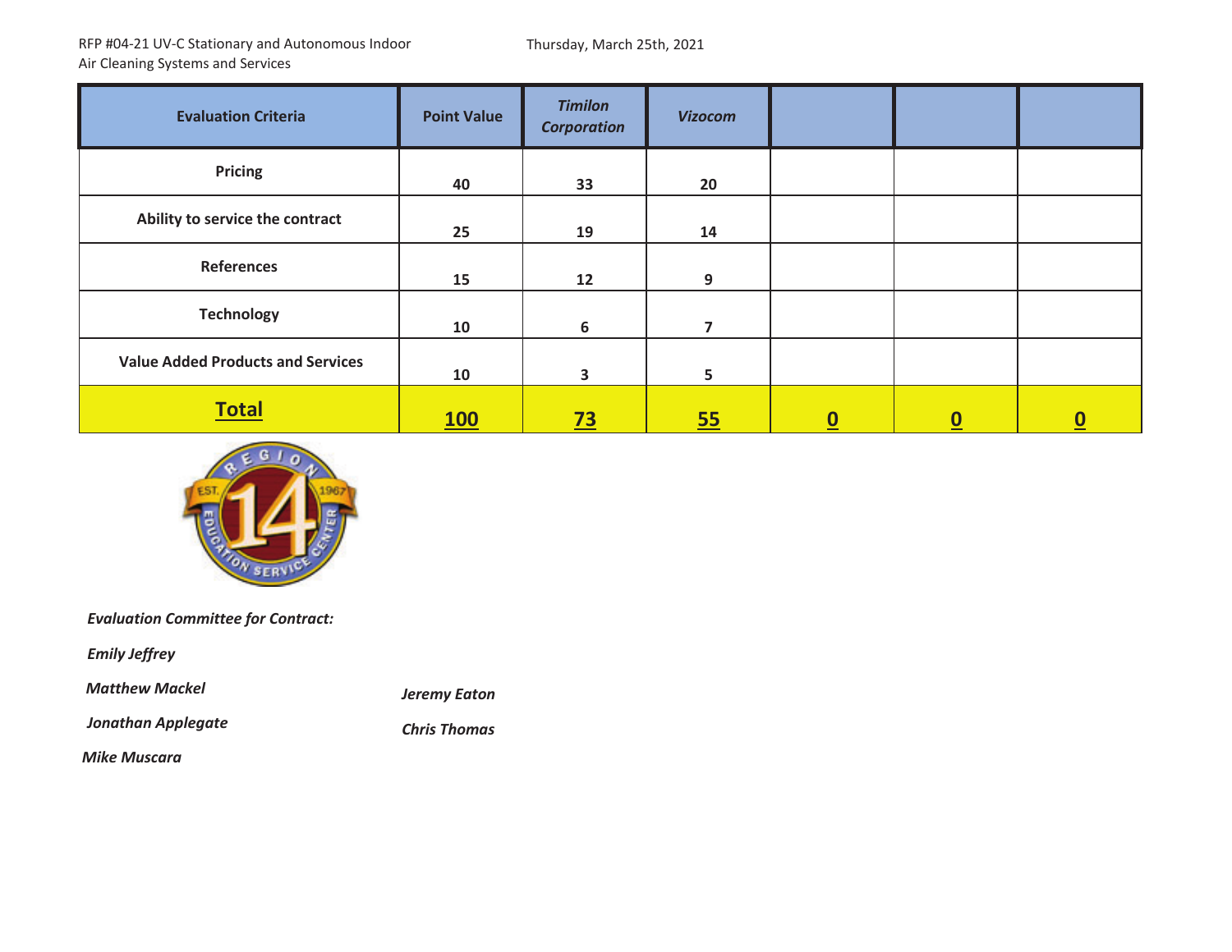RFP #04-21 UV-C Stationary and Autonomous Indoor Air Cleaning Systems and Services

Thursday, March 25th, 2021

| Evaluation Criteria | Point Value | *Timilon Corporation* | *Vizocom* | | | |
|---|---|---|---|---|---|---|
| **Pricing** | **40** | **33** | **20** | | | |
| **Ability to service the contract** | **25** | **19** | **14** | | | |
| **References** | **15** | **12** | **9** | | | |
| **Technology** | **10** | **6** | **7** | | | |
| **Value Added Products and Services** | **10** | **3** | **5** | | | |
| **Total** | **100** | **73** | **55** | **0** | **0** | **0** |

***Evaluation Committee for Contract:***

***Emily Jeffrey***

***Matthew Mackel***

***Jonathan Applegate***

***Mike Muscara***

***Jeremy Eaton***

***Chris Thomas***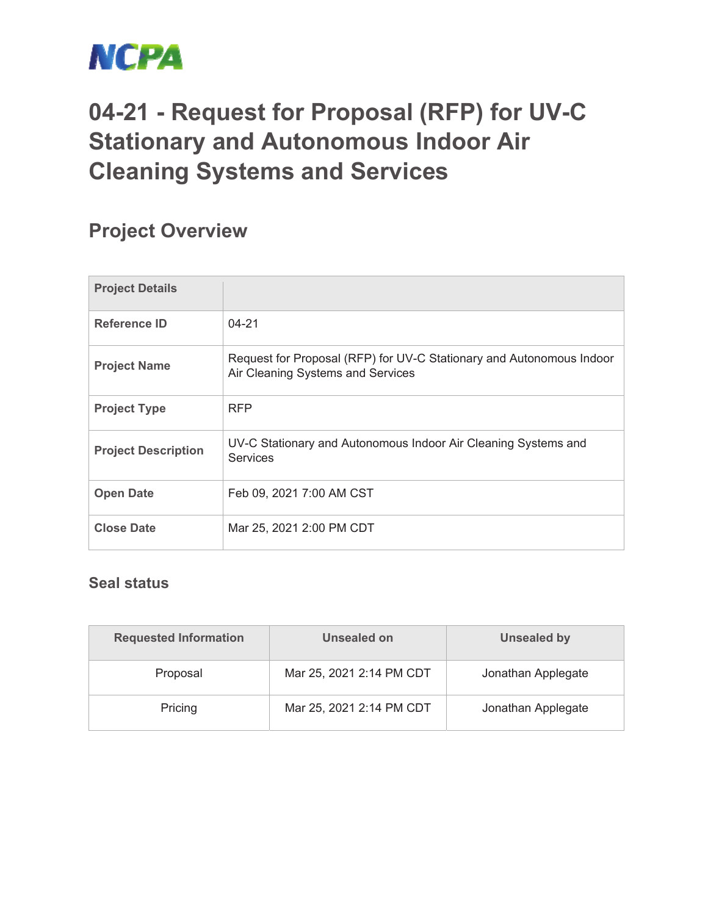NCPA

# 04-21 - Request for Proposal (RFP) for UV-C Stationary and Autonomous Indoor Air Cleaning Systems and Services

## Project Overview

| Project Details | |
|---|---|
| Reference ID | 04-21 |
| Project Name | Request for Proposal (RFP) for UV-C Stationary and Autonomous Indoor Air Cleaning Systems and Services |
| Project Type | RFP |
| Project Description | UV-C Stationary and Autonomous Indoor Air Cleaning Systems and Services |
| Open Date | Feb 09, 2021 7:00 AM CST |
| Close Date | Mar 25, 2021 2:00 PM CDT |

### Seal status

| Requested Information | Unsealed on | Unsealed by |
|---|---|---|
| Proposal | Mar 25, 2021 2:14 PM CDT | Jonathan Applegate |
| Pricing | Mar 25, 2021 2:14 PM CDT | Jonathan Applegate |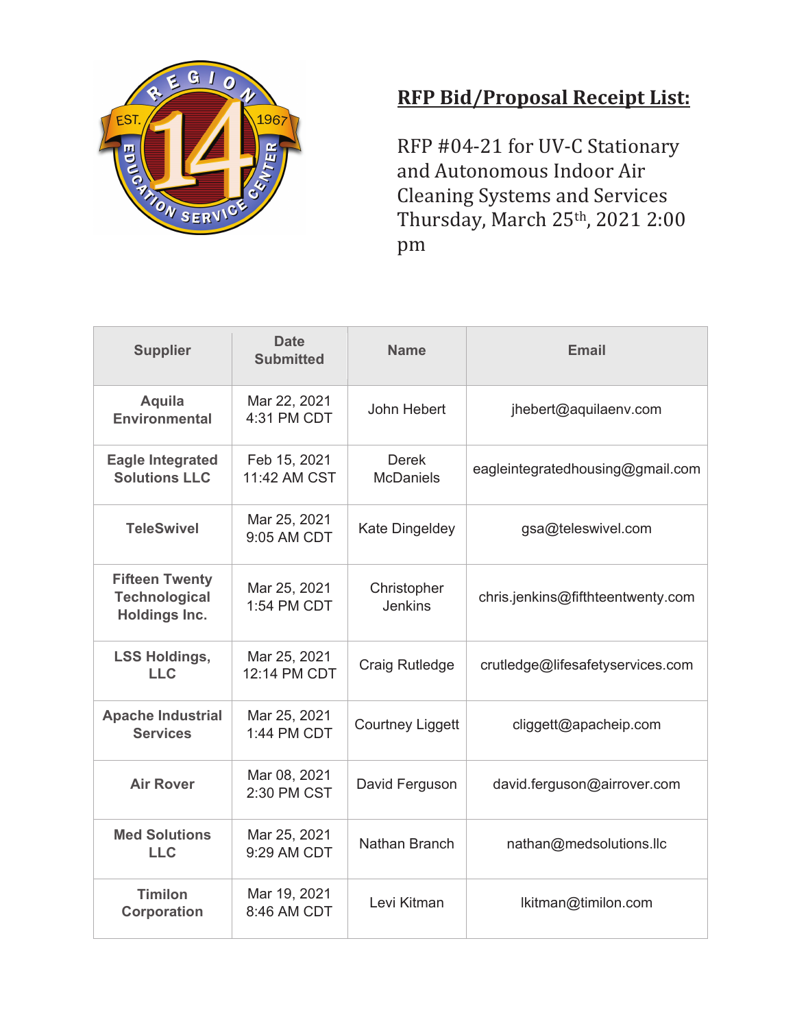## RFP Bid/Proposal Receipt List:

RFP #04-21 for UV-C Stationary and Autonomous Indoor Air Cleaning Systems and Services
Thursday, March 25th, 2021 2:00 pm

| Supplier | Date Submitted | Name | Email |
|---|---|---|---|
| **Aquila Environmental** | Mar 22, 2021 4:31 PM CDT | John Hebert | jhebert@aquilaenv.com |
| **Eagle Integrated Solutions LLC** | Feb 15, 2021 11:42 AM CST | Derek McDaniels | eagleintegratedhousing@gmail.com |
| **TeleSwivel** | Mar 25, 2021 9:05 AM CDT | Kate Dingeldey | gsa@teleswivel.com |
| **Fifteen Twenty Technological Holdings Inc.** | Mar 25, 2021 1:54 PM CDT | Christopher Jenkins | chris.jenkins@fifthteentwenty.com |
| **LSS Holdings, LLC** | Mar 25, 2021 12:14 PM CDT | Craig Rutledge | crutledge@lifesafetyservices.com |
| **Apache Industrial Services** | Mar 25, 2021 1:44 PM CDT | Courtney Liggett | cliggett@apacheip.com |
| **Air Rover** | Mar 08, 2021 2:30 PM CST | David Ferguson | david.ferguson@airrover.com |
| **Med Solutions LLC** | Mar 25, 2021 9:29 AM CDT | Nathan Branch | nathan@medsolutions.llc |
| **Timilon Corporation** | Mar 19, 2021 8:46 AM CDT | Levi Kitman | lkitman@timilon.com |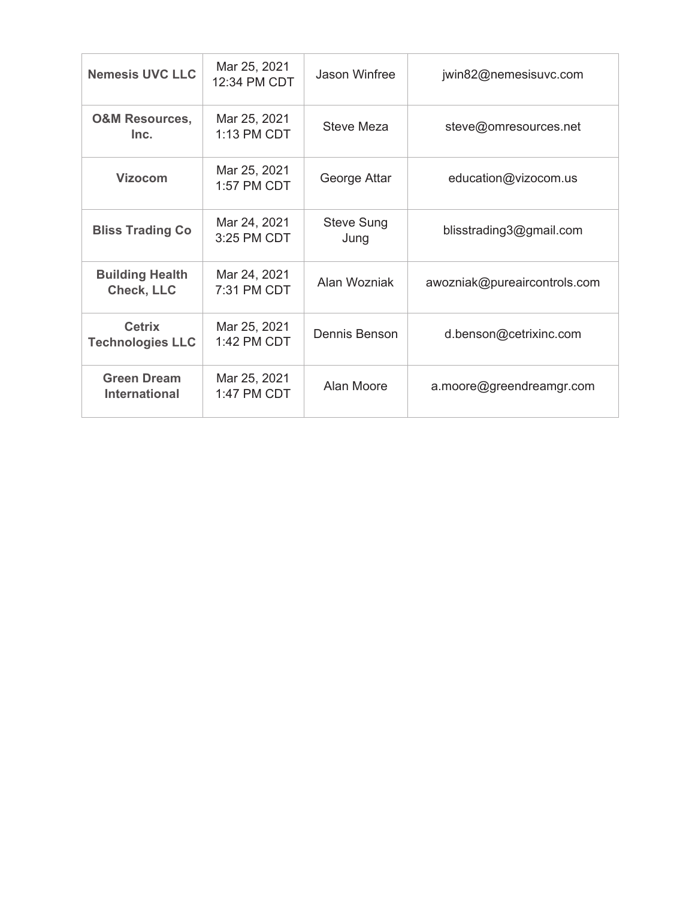| | | | |
|---|---|---|---|
| **Nemesis UVC LLC** | Mar 25, 2021 12:34 PM CDT | Jason Winfree | jwin82@nemesisuvc.com |
| **O&M Resources, Inc.** | Mar 25, 2021 1:13 PM CDT | Steve Meza | steve@omresources.net |
| **Vizocom** | Mar 25, 2021 1:57 PM CDT | George Attar | education@vizocom.us |
| **Bliss Trading Co** | Mar 24, 2021 3:25 PM CDT | Steve Sung Jung | blisstrading3@gmail.com |
| **Building Health Check, LLC** | Mar 24, 2021 7:31 PM CDT | Alan Wozniak | awozniak@pureaircontrols.com |
| **Cetrix Technologies LLC** | Mar 25, 2021 1:42 PM CDT | Dennis Benson | d.benson@cetrixinc.com |
| **Green Dream International** | Mar 25, 2021 1:47 PM CDT | Alan Moore | a.moore@greendreamgr.com |